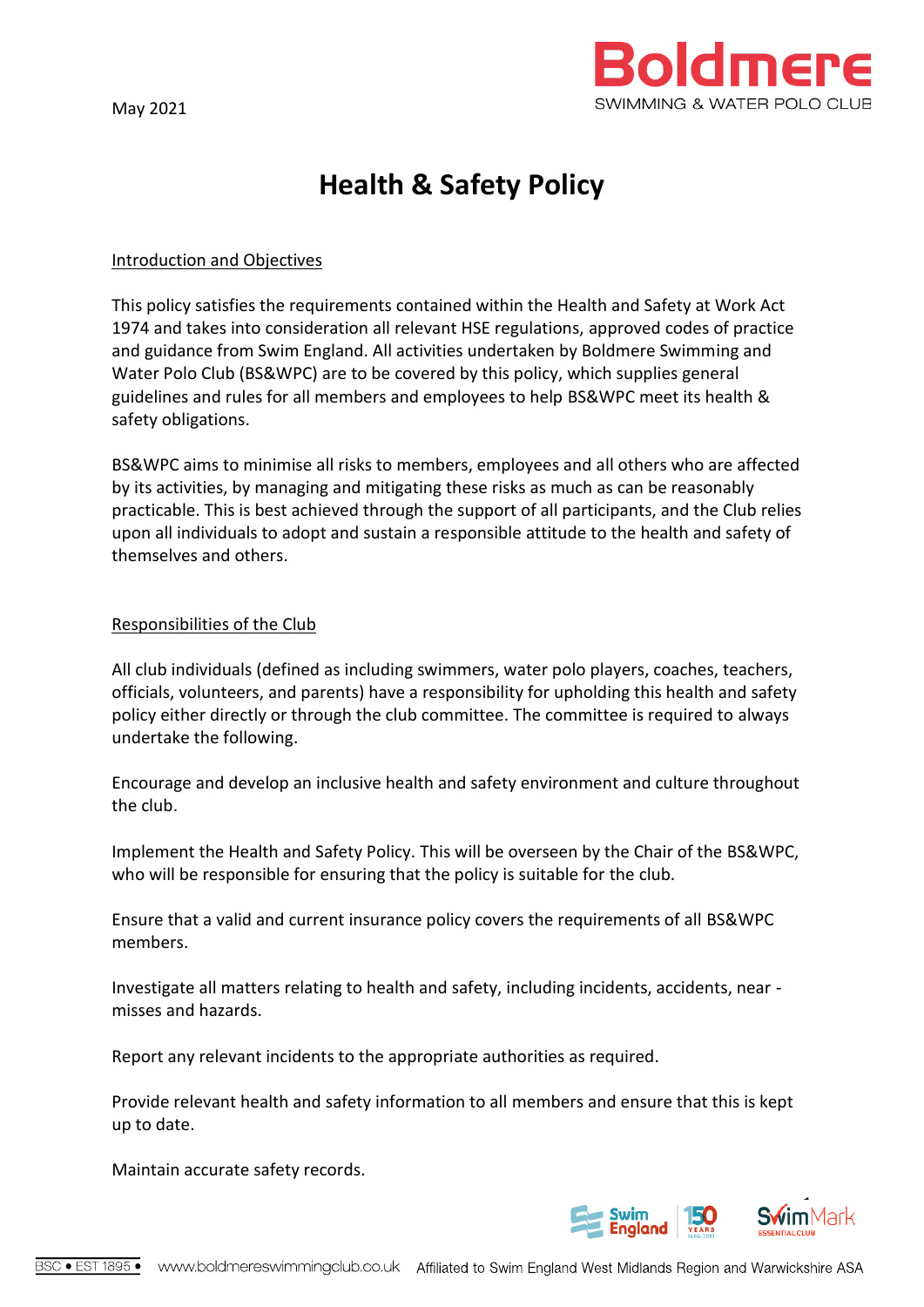May 2021

# Health & Safety Policy

## Introduction and Objectives

This policy satisfies the requirements contained within the Health and Safety at Work Act 1974 and takes into consideration all relevant HSE regulations, approved codes of practice and guidance from Swim England. All activities undertaken by Boldmere Swimming and Water Polo Club (BS&WPC) are to be covered by this policy, which supplies general guidelines and rules for all members and employees to help BS&WPC meet its health & safety obligations.

BS&WPC aims to minimise all risks to members, employees and all others who are affected by its activities, by managing and mitigating these risks as much as can be reasonably practicable. This is best achieved through the support of all participants, and the Club relies upon all individuals to adopt and sustain a responsible attitude to the health and safety of themselves and others.

## Responsibilities of the Club

All club individuals (defined as including swimmers, water polo players, coaches, teachers, officials, volunteers, and parents) have a responsibility for upholding this health and safety policy either directly or through the club committee. The committee is required to always undertake the following.

Encourage and develop an inclusive health and safety environment and culture throughout the club.

Implement the Health and Safety Policy. This will be overseen by the Chair of the BS&WPC, who will be responsible for ensuring that the policy is suitable for the club.

Ensure that a valid and current insurance policy covers the requirements of all BS&WPC members.

Investigate all matters relating to health and safety, including incidents, accidents, near - misses and hazards.

Report any relevant incidents to the appropriate authorities as required.

Provide relevant health and safety information to all members and ensure that this is kept up to date.

Maintain accurate safety records.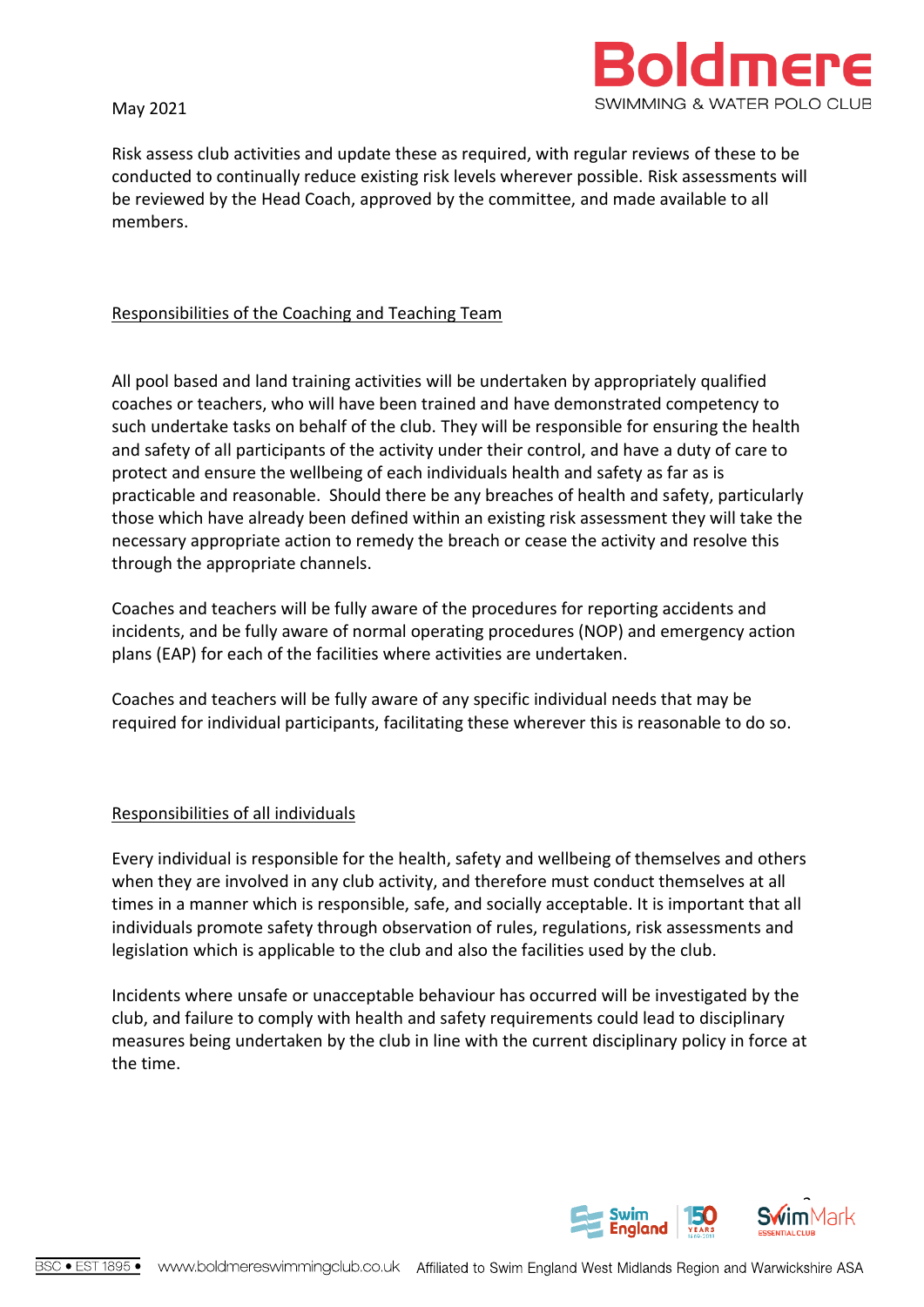Risk assess club activities and update these as required, with regular reviews of these to be conducted to continually reduce existing risk levels wherever possible. Risk assessments will be reviewed by the Head Coach, approved by the committee, and made available to all members.

## Responsibilities of the Coaching and Teaching Team

All pool based and land training activities will be undertaken by appropriately qualified coaches or teachers, who will have been trained and have demonstrated competency to such undertake tasks on behalf of the club. They will be responsible for ensuring the health and safety of all participants of the activity under their control, and have a duty of care to protect and ensure the wellbeing of each individuals health and safety as far as is practicable and reasonable. Should there be any breaches of health and safety, particularly those which have already been defined within an existing risk assessment they will take the necessary appropriate action to remedy the breach or cease the activity and resolve this through the appropriate channels.

Coaches and teachers will be fully aware of the procedures for reporting accidents and incidents, and be fully aware of normal operating procedures (NOP) and emergency action plans (EAP) for each of the facilities where activities are undertaken.

Coaches and teachers will be fully aware of any specific individual needs that may be required for individual participants, facilitating these wherever this is reasonable to do so.

## Responsibilities of all individuals

Every individual is responsible for the health, safety and wellbeing of themselves and others when they are involved in any club activity, and therefore must conduct themselves at all times in a manner which is responsible, safe, and socially acceptable. It is important that all individuals promote safety through observation of rules, regulations, risk assessments and legislation which is applicable to the club and also the facilities used by the club.

Incidents where unsafe or unacceptable behaviour has occurred will be investigated by the club, and failure to comply with health and safety requirements could lead to disciplinary measures being undertaken by the club in line with the current disciplinary policy in force at the time.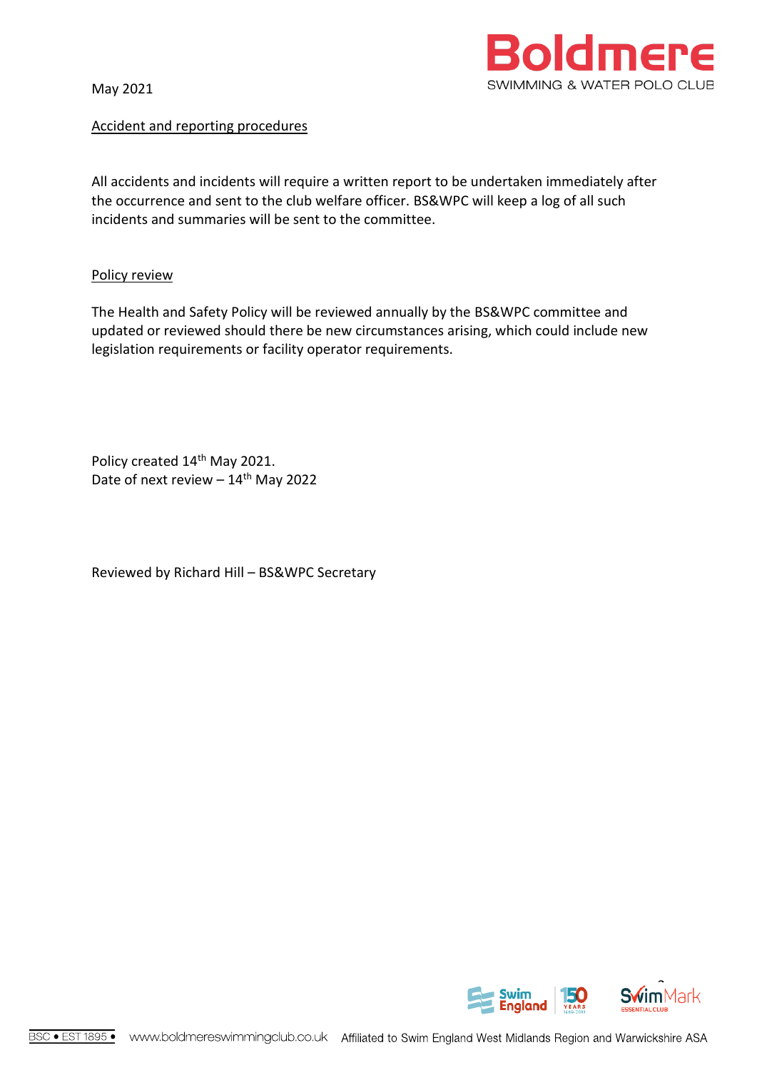May 2021

## Accident and reporting procedures

All accidents and incidents will require a written report to be undertaken immediately after the occurrence and sent to the club welfare officer. BS&WPC will keep a log of all such incidents and summaries will be sent to the committee.

## Policy review

The Health and Safety Policy will be reviewed annually by the BS&WPC committee and updated or reviewed should there be new circumstances arising, which could include new legislation requirements or facility operator requirements.

Policy created 14th May 2021.
Date of next review – 14th May 2022

Reviewed by Richard Hill – BS&WPC Secretary